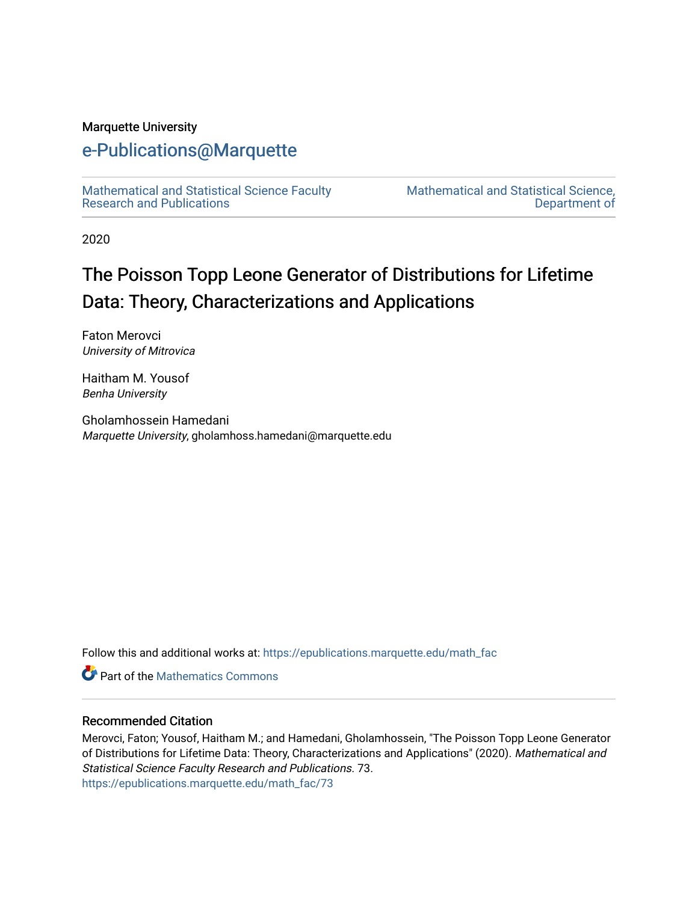Marquette University

# e-Publications@Marquette

Mathematical and Statistical Science Faculty Research and Publications

Mathematical and Statistical Science, Department of

2020

## The Poisson Topp Leone Generator of Distributions for Lifetime Data: Theory, Characterizations and Applications

Faton Merovci
*University of Mitrovica*

Haitham M. Yousof
*Benha University*

Gholamhossein Hamedani
*Marquette University*, gholamhoss.hamedani@marquette.edu

Follow this and additional works at: https://epublications.marquette.edu/math_fac

Part of the Mathematics Commons

### Recommended Citation

Merovci, Faton; Yousof, Haitham M.; and Hamedani, Gholamhossein, "The Poisson Topp Leone Generator of Distributions for Lifetime Data: Theory, Characterizations and Applications" (2020). *Mathematical and Statistical Science Faculty Research and Publications*. 73.
https://epublications.marquette.edu/math_fac/73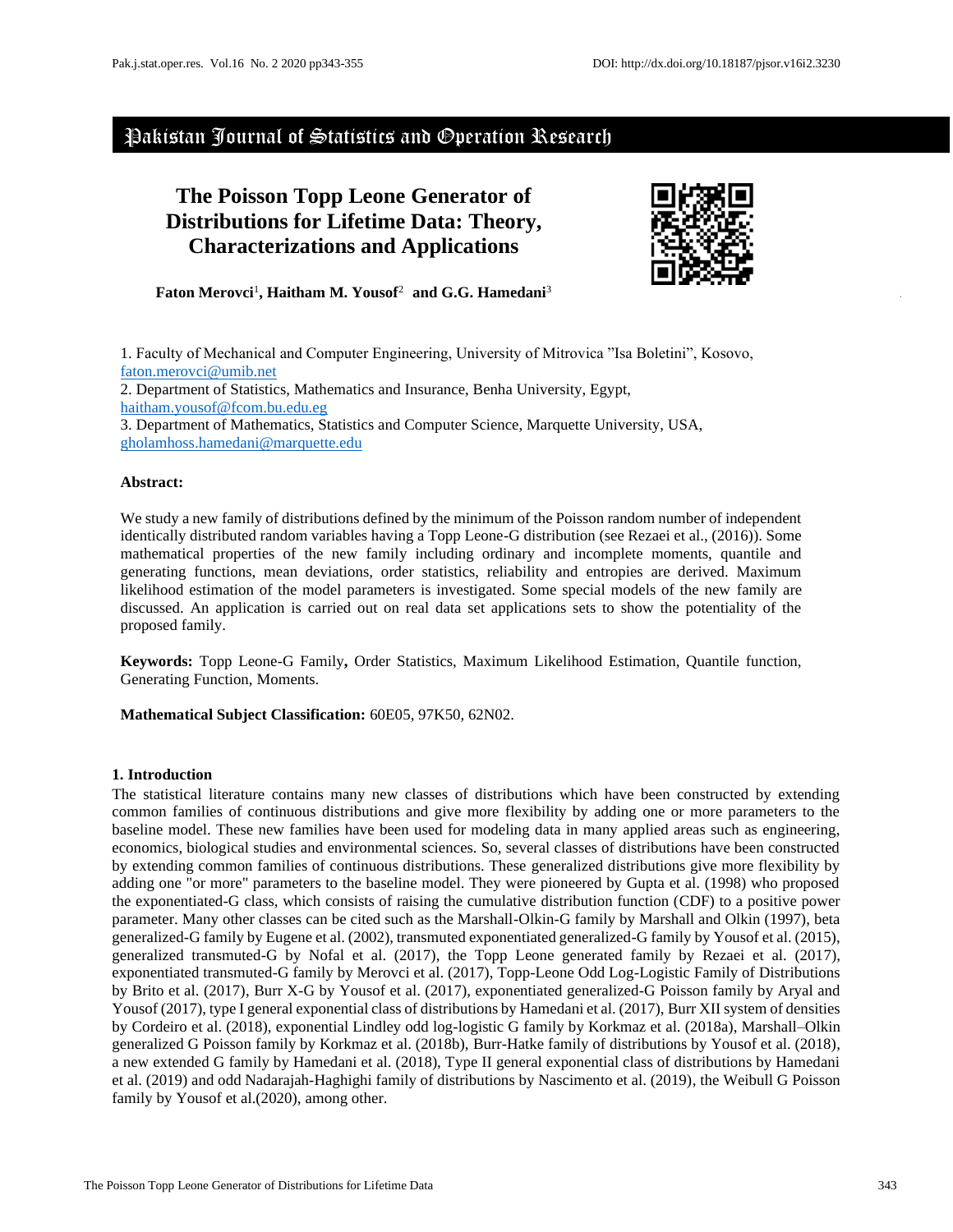# The Poisson Topp Leone Generator of Distributions for Lifetime Data: Theory, Characterizations and Applications

**Faton Merovci**[1]**, Haitham M. Yousof**[2] **and G.G. Hamedani**[3]

1. Faculty of Mechanical and Computer Engineering, University of Mitrovica "Isa Boletini", Kosovo, faton.merovci@umib.net
2. Department of Statistics, Mathematics and Insurance, Benha University, Egypt, haitham.yousof@fcom.bu.edu.eg
3. Department of Mathematics, Statistics and Computer Science, Marquette University, USA, gholamhoss.hamedani@marquette.edu

**Abstract:**

We study a new family of distributions defined by the minimum of the Poisson random number of independent identically distributed random variables having a Topp Leone-G distribution (see Rezaei et al., (2016)). Some mathematical properties of the new family including ordinary and incomplete moments, quantile and generating functions, mean deviations, order statistics, reliability and entropies are derived. Maximum likelihood estimation of the model parameters is investigated. Some special models of the new family are discussed. An application is carried out on real data set applications sets to show the potentiality of the proposed family.

**Keywords:** Topp Leone-G Family**,** Order Statistics, Maximum Likelihood Estimation, Quantile function, Generating Function, Moments.

**Mathematical Subject Classification:** 60E05, 97K50, 62N02.

## 1. Introduction

The statistical literature contains many new classes of distributions which have been constructed by extending common families of continuous distributions and give more flexibility by adding one or more parameters to the baseline model. These new families have been used for modeling data in many applied areas such as engineering, economics, biological studies and environmental sciences. So, several classes of distributions have been constructed by extending common families of continuous distributions. These generalized distributions give more flexibility by adding one "or more" parameters to the baseline model. They were pioneered by Gupta et al. (1998) who proposed the exponentiated-G class, which consists of raising the cumulative distribution function (CDF) to a positive power parameter. Many other classes can be cited such as the Marshall-Olkin-G family by Marshall and Olkin (1997), beta generalized-G family by Eugene et al. (2002), transmuted exponentiated generalized-G family by Yousof et al. (2015), generalized transmuted-G by Nofal et al. (2017), the Topp Leone generated family by Rezaei et al. (2017), exponentiated transmuted-G family by Merovci et al. (2017), Topp-Leone Odd Log-Logistic Family of Distributions by Brito et al. (2017), Burr X-G by Yousof et al. (2017), exponentiated generalized-G Poisson family by Aryal and Yousof (2017), type I general exponential class of distributions by Hamedani et al. (2017), Burr XII system of densities by Cordeiro et al. (2018), exponential Lindley odd log-logistic G family by Korkmaz et al. (2018a), Marshall–Olkin generalized G Poisson family by Korkmaz et al. (2018b), Burr-Hatke family of distributions by Yousof et al. (2018), a new extended G family by Hamedani et al. (2018), Type II general exponential class of distributions by Hamedani et al. (2019) and odd Nadarajah-Haghighi family of distributions by Nascimento et al. (2019), the Weibull G Poisson family by Yousof et al.(2020), among other.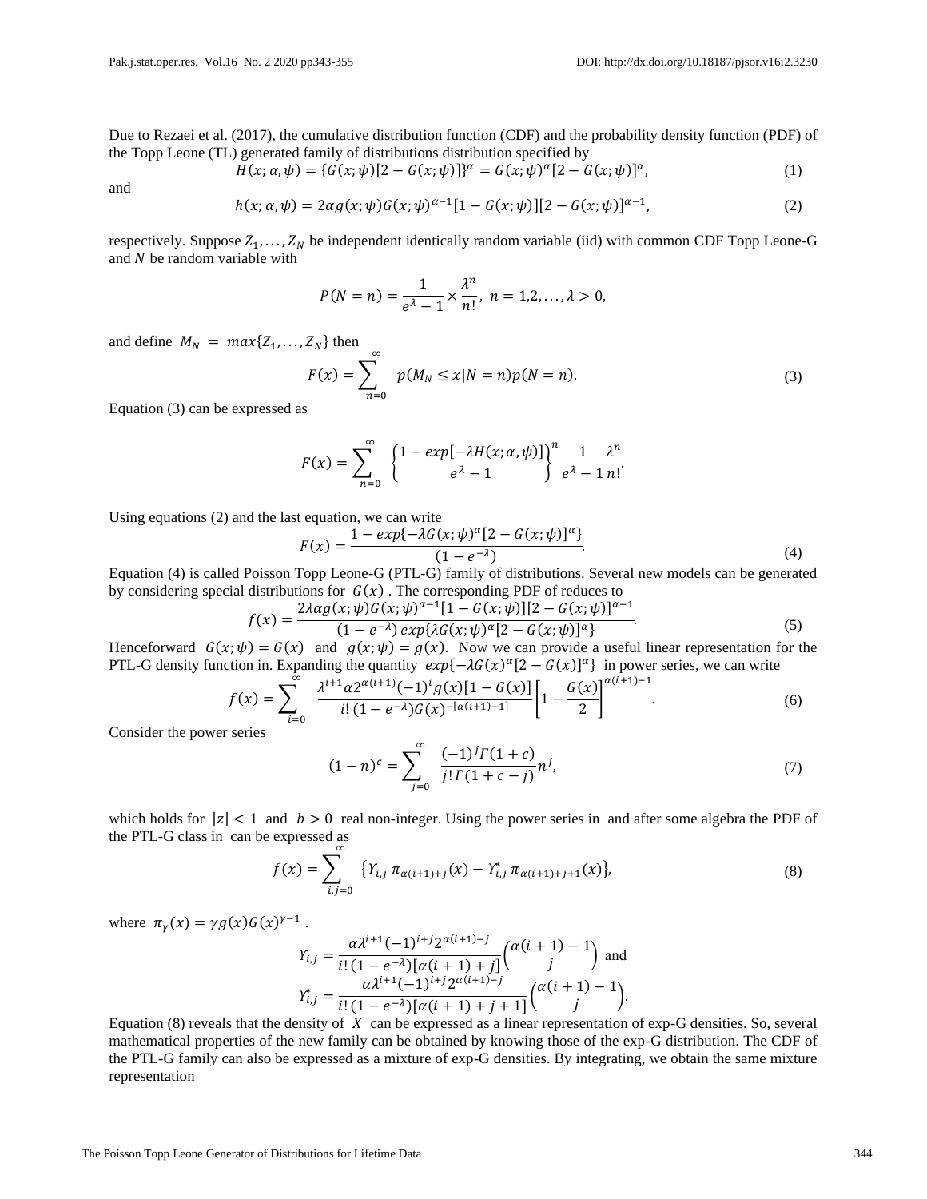Due to Rezaei et al. (2017), the cumulative distribution function (CDF) and the probability density function (PDF) of the Topp Leone (TL) generated family of distributions distribution specified by

$$H(x;\alpha,\psi) = \{G(x;\psi)[2 - G(x;\psi)]\}^{\alpha} = G(x;\psi)^{\alpha}[2 - G(x;\psi)]^{\alpha}, \tag{1}$$

and

$$h(x;\alpha,\psi) = 2\alpha g(x;\psi)G(x;\psi)^{\alpha-1}[1 - G(x;\psi)][2 - G(x;\psi)]^{\alpha-1}, \tag{2}$$

respectively. Suppose $Z_1, \ldots, Z_N$ be independent identically random variable (iid) with common CDF Topp Leone-G and $N$ be random variable with

$$P(N = n) = \frac{1}{e^{\lambda} - 1} \times \frac{\lambda^n}{n!},\ n = 1,2,\ldots,\lambda > 0,$$

and define $M_N = max\{Z_1, \ldots, Z_N\}$ then

$$F(x) = \sum_{n=0}^{\infty} p(M_N \leq x | N = n)p(N = n). \tag{3}$$

Equation (3) can be expressed as

$$F(x) = \sum_{n=0}^{\infty} \left\{\frac{1 - exp[-\lambda H(x;\alpha,\psi)]}{e^{\lambda} - 1}\right\}^n \frac{1}{e^{\lambda} - 1}\frac{\lambda^n}{n!}.$$

Using equations (2) and the last equation, we can write

$$F(x) = \frac{1 - exp\{-\lambda G(x;\psi)^{\alpha}[2 - G(x;\psi)]^{\alpha}\}}{(1 - e^{-\lambda})}. \tag{4}$$

Equation (4) is called Poisson Topp Leone-G (PTL-G) family of distributions. Several new models can be generated by considering special distributions for $G(x)$. The corresponding PDF of reduces to

$$f(x) = \frac{2\lambda\alpha g(x;\psi)G(x;\psi)^{\alpha-1}[1 - G(x;\psi)][2 - G(x;\psi)]^{\alpha-1}}{(1 - e^{-\lambda})\, exp\{\lambda G(x;\psi)^{\alpha}[2 - G(x;\psi)]^{\alpha}\}}. \tag{5}$$

Henceforward $G(x;\psi) = G(x)$ and $g(x;\psi) = g(x)$. Now we can provide a useful linear representation for the PTL-G density function in. Expanding the quantity $exp\{-\lambda G(x)^{\alpha}[2 - G(x)]^{\alpha}\}$ in power series, we can write

$$f(x) = \sum_{i=0}^{\infty} \frac{\lambda^{i+1}\alpha 2^{\alpha(i+1)}(-1)^i g(x)[1 - G(x)]}{i!\,(1 - e^{-\lambda})G(x)^{-[\alpha(i+1)-1]}}\left[1 - \frac{G(x)}{2}\right]^{\alpha(i+1)-1}. \tag{6}$$

Consider the power series

$$(1 - n)^c = \sum_{j=0}^{\infty} \frac{(-1)^j \Gamma(1 + c)}{j!\,\Gamma(1 + c - j)} n^j, \tag{7}$$

which holds for $|z| < 1$ and $b > 0$ real non-integer. Using the power series in and after some algebra the PDF of the PTL-G class in can be expressed as

$$f(x) = \sum_{i,j=0}^{\infty} \left\{\Upsilon_{i,j}\, \pi_{\alpha(i+1)+j}(x) - \Upsilon^*_{i,j}\, \pi_{\alpha(i+1)+j+1}(x)\right\}, \tag{8}$$

where $\pi_{\gamma}(x) = \gamma g(x)G(x)^{\gamma-1}$.

$$\Upsilon_{i,j} = \frac{\alpha\lambda^{i+1}(-1)^{i+j}2^{\alpha(i+1)-j}}{i!\,(1 - e^{-\lambda})[\alpha(i+1) + j]}\binom{\alpha(i+1) - 1}{j} \text{ and}$$

$$\Upsilon^*_{i,j} = \frac{\alpha\lambda^{i+1}(-1)^{i+j}2^{\alpha(i+1)-j}}{i!\,(1 - e^{-\lambda})[\alpha(i+1) + j + 1]}\binom{\alpha(i+1) - 1}{j}.$$

Equation (8) reveals that the density of $X$ can be expressed as a linear representation of exp-G densities. So, several mathematical properties of the new family can be obtained by knowing those of the exp-G distribution. The CDF of the PTL-G family can also be expressed as a mixture of exp-G densities. By integrating, we obtain the same mixture representation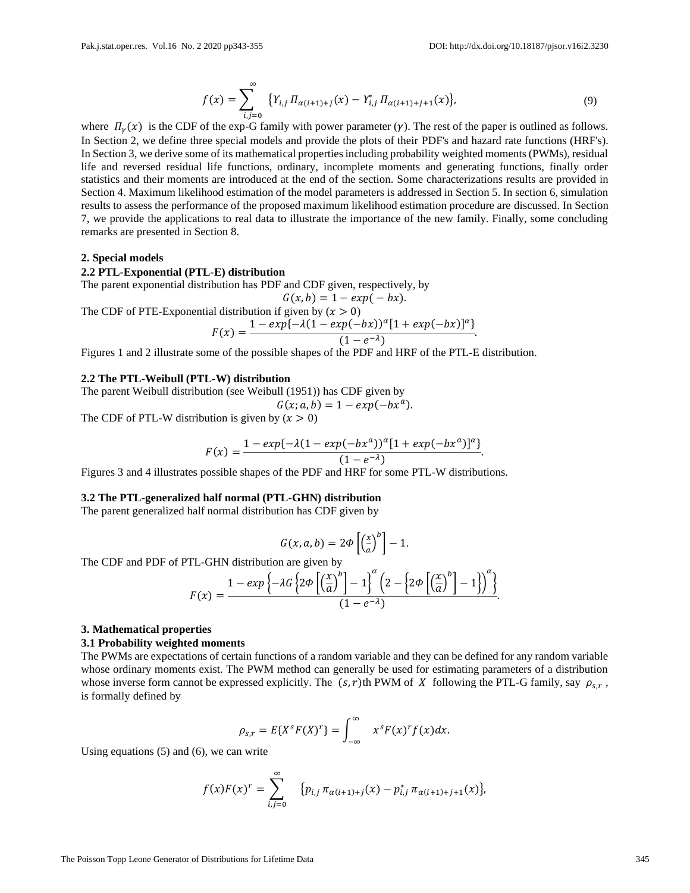$$f(x) = \sum_{i,j=0}^{\infty} \left\{ \Upsilon_{i,j} \, \Pi_{\alpha(i+1)+j}(x) - \Upsilon_{i,j}^{*} \, \Pi_{\alpha(i+1)+j+1}(x) \right\}, \tag{9}$$

where $\Pi_{\gamma}(x)$ is the CDF of the exp-G family with power parameter $(\gamma)$. The rest of the paper is outlined as follows. In Section 2, we define three special models and provide the plots of their PDF's and hazard rate functions (HRF's). In Section 3, we derive some of its mathematical properties including probability weighted moments (PWMs), residual life and reversed residual life functions, ordinary, incomplete moments and generating functions, finally order statistics and their moments are introduced at the end of the section. Some characterizations results are provided in Section 4. Maximum likelihood estimation of the model parameters is addressed in Section 5. In section 6, simulation results to assess the performance of the proposed maximum likelihood estimation procedure are discussed. In Section 7, we provide the applications to real data to illustrate the importance of the new family. Finally, some concluding remarks are presented in Section 8.

## 2. Special models

### 2.2 PTL-Exponential (PTL-E) distribution

The parent exponential distribution has PDF and CDF given, respectively, by

$$G(x, b) = 1 - exp(-bx).$$

The CDF of PTE-Exponential distribution if given by $(x > 0)$

$$F(x) = \frac{1 - exp\{-\lambda(1 - exp(-bx))^{\alpha}[1 + exp(-bx)]^{\alpha}\}}{(1 - e^{-\lambda})}.$$

Figures 1 and 2 illustrate some of the possible shapes of the PDF and HRF of the PTL-E distribution.

### 2.2 The PTL-Weibull (PTL-W) distribution

The parent Weibull distribution (see Weibull (1951)) has CDF given by

$$G(x; a, b) = 1 - exp(-bx^{a}).$$

The CDF of PTL-W distribution is given by $(x > 0)$

$$F(x) = \frac{1 - exp\{-\lambda(1 - exp(-bx^{a}))^{\alpha}[1 + exp(-bx^{a})]^{\alpha}\}}{(1 - e^{-\lambda})}.$$

Figures 3 and 4 illustrates possible shapes of the PDF and HRF for some PTL-W distributions.

### 3.2 The PTL-generalized half normal (PTL-GHN) distribution

The parent generalized half normal distribution has CDF given by

$$G(x, a, b) = 2\Phi\left[\left(\frac{x}{a}\right)^{b}\right] - 1.$$

The CDF and PDF of PTL-GHN distribution are given by

$$F(x) = \frac{1 - exp\left\{-\lambda G\left\{2\Phi\left[\left(\frac{x}{a}\right)^{b}\right] - 1\right\}^{\alpha}\left(2 - \left\{2\Phi\left[\left(\frac{x}{a}\right)^{b}\right] - 1\right\}\right)^{\alpha}\right\}}{(1 - e^{-\lambda})}.$$

## 3. Mathematical properties

### 3.1 Probability weighted moments

The PWMs are expectations of certain functions of a random variable and they can be defined for any random variable whose ordinary moments exist. The PWM method can generally be used for estimating parameters of a distribution whose inverse form cannot be expressed explicitly. The $(s, r)$th PWM of $X$ following the PTL-G family, say $\rho_{s,r}$, is formally defined by

$$\rho_{s,r} = E\{X^{s}F(X)^{r}\} = \int_{-\infty}^{\infty} x^{s}F(x)^{r}f(x)dx.$$

Using equations (5) and (6), we can write

$$f(x)F(x)^{r} = \sum_{i,j=0}^{\infty} \left\{ p_{i,j} \, \pi_{\alpha(i+1)+j}(x) - p_{i,j}^{*} \, \pi_{\alpha(i+1)+j+1}(x) \right\},$$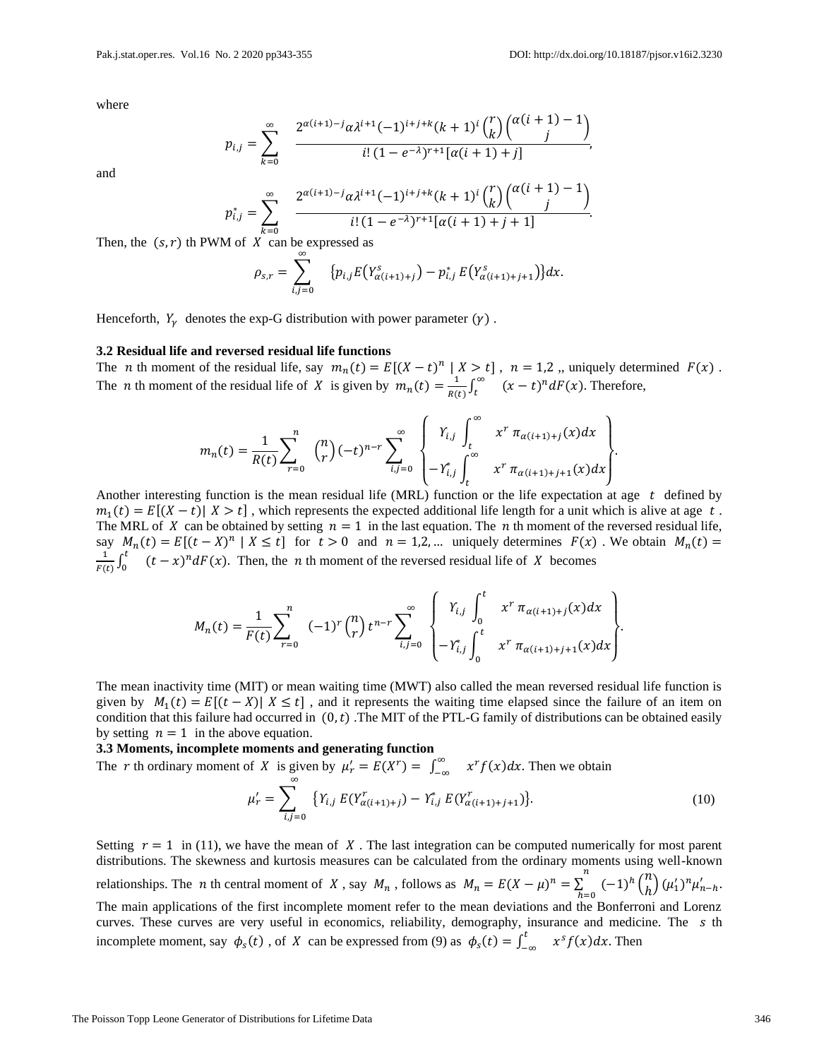where

$$p_{i,j} = \sum_{k=0}^{\infty} \frac{2^{\alpha(i+1)-j}\alpha\lambda^{i+1}(-1)^{i+j+k}(k+1)^i \binom{r}{k}\binom{\alpha(i+1)-1}{j}}{i!\,(1-e^{-\lambda})^{r+1}[\alpha(i+1)+j]},$$

and

$$p^{*}_{i,j} = \sum_{k=0}^{\infty} \frac{2^{\alpha(i+1)-j}\alpha\lambda^{i+1}(-1)^{i+j+k}(k+1)^i \binom{r}{k}\binom{\alpha(i+1)-1}{j}}{i!\,(1-e^{-\lambda})^{r+1}[\alpha(i+1)+j+1]}.$$

Then, the $(s,r)$ th PWM of $X$ can be expressed as

$$\rho_{s,r} = \sum_{i,j=0}^{\infty} \left\{p_{i,j} E\left(Y^{s}_{\alpha(i+1)+j}\right) - p^{*}_{i,j}\, E\left(Y^{s}_{\alpha(i+1)+j+1}\right)\right\}dx.$$

Henceforth, $Y_\gamma$ denotes the exp-G distribution with power parameter $(\gamma)$.

### 3.2 Residual life and reversed residual life functions

The $n$ th moment of the residual life, say $m_n(t) = E[(X-t)^n \mid X > t]$, $n = 1,2$ ,, uniquely determined $F(x)$. The $n$ th moment of the residual life of $X$ is given by $m_n(t) = \frac{1}{R(t)}\int_t^{\infty} (x-t)^n dF(x)$. Therefore,

$$m_n(t) = \frac{1}{R(t)}\sum_{r=0}^{n} \binom{n}{r}(-t)^{n-r} \sum_{i,j=0}^{\infty} \left\{ \begin{array}{l} Y_{i,j} \int_t^{\infty} x^r\, \pi_{\alpha(i+1)+j}(x)dx \\ -Y^{*}_{i,j} \int_t^{\infty} x^r\, \pi_{\alpha(i+1)+j+1}(x)dx \end{array} \right\}.$$

Another interesting function is the mean residual life (MRL) function or the life expectation at age $t$ defined by $m_1(t) = E[(X-t) \mid X > t]$, which represents the expected additional life length for a unit which is alive at age $t$. The MRL of $X$ can be obtained by setting $n = 1$ in the last equation. The $n$ th moment of the reversed residual life, say $M_n(t) = E[(t-X)^n \mid X \le t]$ for $t > 0$ and $n = 1,2,\ldots$ uniquely determines $F(x)$. We obtain $M_n(t) = \frac{1}{F(t)}\int_0^t (t-x)^n dF(x)$. Then, the $n$ th moment of the reversed residual life of $X$ becomes

$$M_n(t) = \frac{1}{F(t)}\sum_{r=0}^{n} (-1)^r\binom{n}{r} t^{n-r} \sum_{i,j=0}^{\infty} \left\{ \begin{array}{l} Y_{i,j} \int_0^{t} x^r\, \pi_{\alpha(i+1)+j}(x)dx \\ -Y^{*}_{i,j} \int_0^{t} x^r\, \pi_{\alpha(i+1)+j+1}(x)dx \end{array} \right\}.$$

The mean inactivity time (MIT) or mean waiting time (MWT) also called the mean reversed residual life function is given by $M_1(t) = E[(t-X) \mid X \le t]$, and it represents the waiting time elapsed since the failure of an item on condition that this failure had occurred in $(0,t)$ .The MIT of the PTL-G family of distributions can be obtained easily by setting $n = 1$ in the above equation.

### 3.3 Moments, incomplete moments and generating function

The $r$ th ordinary moment of $X$ is given by $\mu'_r = E(X^r) = \int_{-\infty}^{\infty} x^r f(x)dx$. Then we obtain

$$\mu'_r = \sum_{i,j=0}^{\infty} \left\{Y_{i,j}\, E(Y^{r}_{\alpha(i+1)+j}) - Y^{*}_{i,j}\, E(Y^{r}_{\alpha(i+1)+j+1})\right\}. \tag{10}$$

Setting $r = 1$ in (11), we have the mean of $X$. The last integration can be computed numerically for most parent distributions. The skewness and kurtosis measures can be calculated from the ordinary moments using well-known relationships. The $n$ th central moment of $X$, say $M_n$, follows as $M_n = E(X-\mu)^n = \sum_{h=0}^{n} (-1)^h \binom{n}{h} (\mu'_1)^n \mu'_{n-h}$. The main applications of the first incomplete moment refer to the mean deviations and the Bonferroni and Lorenz curves. These curves are very useful in economics, reliability, demography, insurance and medicine. The $s$ th incomplete moment, say $\phi_s(t)$, of $X$ can be expressed from (9) as $\phi_s(t) = \int_{-\infty}^{t} x^s f(x)dx$. Then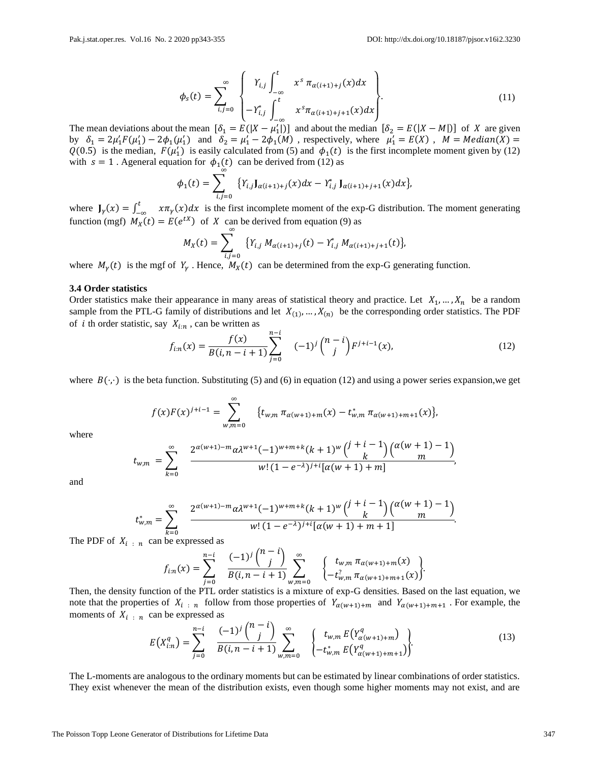$$\phi_s(t) = \sum_{i,j=0}^{\infty} \left\{ \begin{matrix} Y_{i,j} \int_{-\infty}^{t} & x^s \, \pi_{\alpha(i+1)+j}(x)dx \\ -Y_{i,j}^{*} \int_{-\infty}^{t} & x^s \pi_{\alpha(i+1)+j+1}(x)dx \end{matrix} \right\}. \tag{11}$$

The mean deviations about the mean $[\delta_1 = E(|X - \mu_1'|)]$ and about the median $[\delta_2 = E(|X - M|)]$ of $X$ are given by $\delta_1 = 2\mu_1' F(\mu_1') - 2\phi_1(\mu_1')$ and $\delta_2 = \mu_1' - 2\phi_1(M)$, respectively, where $\mu_1' = E(X)$, $M = Median(X) = Q(0.5)$ is the median, $F(\mu_1')$ is easily calculated from (5) and $\phi_1(t)$ is the first incomplete moment given by (12) with $s = 1$. Ageneral equation for $\phi_1(t)$ can be derived from (12) as

$$\phi_1(t) = \sum_{i,j=0}^{\infty} \left\{ Y_{i,j} \mathbf{J}_{\alpha(i+1)+j}(x)dx - Y_{i,j}^{*} \, \mathbf{J}_{\alpha(i+1)+j+1}(x)dx \right\},$$

where $\mathbf{J}_{\gamma}(x) = \int_{-\infty}^{t} \; x\pi_{\gamma}(x)dx$ is the first incomplete moment of the exp-G distribution. The moment generating function (mgf) $M_X(t) = E(e^{tX})$ of $X$ can be derived from equation (9) as

$$M_X(t) = \sum_{i,j=0}^{\infty} \left\{ Y_{i,j} \, M_{\alpha(i+1)+j}(t) - Y_{i,j}^{*} \, M_{\alpha(i+1)+j+1}(t) \right\},$$

where $M_{\gamma}(t)$ is the mgf of $Y_{\gamma}$. Hence, $M_X(t)$ can be determined from the exp-G generating function.

### 3.4 Order statistics

Order statistics make their appearance in many areas of statistical theory and practice. Let $X_1, \dots, X_n$ be a random sample from the PTL-G family of distributions and let $X_{(1)}, \dots, X_{(n)}$ be the corresponding order statistics. The PDF of $i$ th order statistic, say $X_{i:n}$, can be written as

$$f_{i:n}(x) = \frac{f(x)}{B(i, n-i+1)} \sum_{j=0}^{n-i} \; (-1)^j \binom{n-i}{j} F^{j+i-1}(x), \tag{12}$$

where $B(\cdot,\cdot)$ is the beta function. Substituting (5) and (6) in equation (12) and using a power series expansion,we get

$$f(x)F(x)^{j+i-1} = \sum_{w,m=0}^{\infty} \; \left\{ t_{w,m} \, \pi_{\alpha(w+1)+m}(x) - t_{w,m}^{*} \, \pi_{\alpha(w+1)+m+1}(x) \right\},$$

where

$$t_{w,m} = \sum_{k=0}^{\infty} \; \frac{2^{\alpha(w+1)-m} \alpha \lambda^{w+1} (-1)^{w+m+k} (k+1)^w \binom{j+i-1}{k} \binom{\alpha(w+1)-1}{m}}{w! \, (1-e^{-\lambda})^{j+i} [\alpha(w+1)+m]},$$

and

$$t_{w,m}^{*} = \sum_{k=0}^{\infty} \; \frac{2^{\alpha(w+1)-m} \alpha \lambda^{w+1} (-1)^{w+m+k} (k+1)^w \binom{j+i-1}{k} \binom{\alpha(w+1)-1}{m}}{w! \, (1-e^{-\lambda})^{j+i} [\alpha(w+1)+m+1]}.$$

The PDF of $X_{i\,:\,n}$ can be expressed as

$$f_{i:n}(x) = \sum_{j=0}^{n-i} \; \frac{(-1)^j \binom{n-i}{j}}{B(i, n-i+1)} \sum_{w,m=0}^{\infty} \; \left\{ \begin{matrix} t_{w,m} \, \pi_{\alpha(w+1)+m}(x) \\ -t_{w,m}^{?} \, \pi_{\alpha(w+1)+m+1}(x) \end{matrix} \right\}.$$

Then, the density function of the PTL order statistics is a mixture of exp-G densities. Based on the last equation, we note that the properties of $X_{i\,:\,n}$ follow from those properties of $Y_{\alpha(w+1)+m}$ and $Y_{\alpha(w+1)+m+1}$. For example, the moments of $X_{i\,:\,n}$ can be expressed as

$$E(X_{i:n}^q) = \sum_{j=0}^{n-i} \; \frac{(-1)^j \binom{n-i}{j}}{B(i, n-i+1)} \sum_{w,m=0}^{\infty} \; \left\{ \begin{matrix} t_{w,m} \, E(Y_{\alpha(w+1)+m}^q) \\ -t_{w,m}^{*} \, E(Y_{\alpha(w+1)+m+1}^q) \end{matrix} \right\}. \tag{13}$$

The L-moments are analogous to the ordinary moments but can be estimated by linear combinations of order statistics. They exist whenever the mean of the distribution exists, even though some higher moments may not exist, and are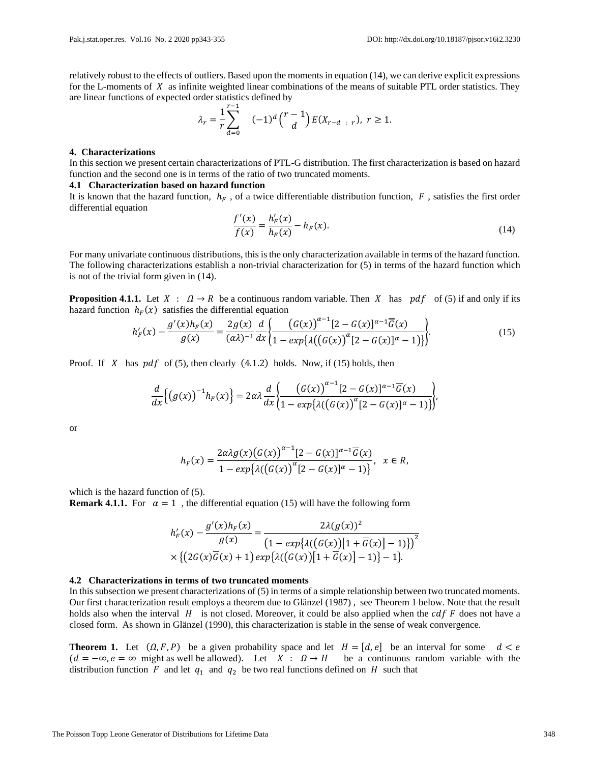relatively robust to the effects of outliers. Based upon the moments in equation (14), we can derive explicit expressions for the L-moments of $X$ as infinite weighted linear combinations of the means of suitable PTL order statistics. They are linear functions of expected order statistics defined by

$$\lambda_r = \frac{1}{r}\sum_{d=0}^{r-1} (-1)^d \binom{r-1}{d} E(X_{r-d\ :\ r}),\ r \geq 1.$$

## 4. Characterizations

In this section we present certain characterizations of PTL-G distribution. The first characterization is based on hazard function and the second one is in terms of the ratio of two truncated moments.

### 4.1 Characterization based on hazard function

It is known that the hazard function, $h_F$ , of a twice differentiable distribution function, $F$ , satisfies the first order differential equation

$$\frac{f'(x)}{f(x)} = \frac{h_F'(x)}{h_F(x)} - h_F(x). \tag{14}$$

For many univariate continuous distributions, this is the only characterization available in terms of the hazard function. The following characterizations establish a non-trivial characterization for (5) in terms of the hazard function which is not of the trivial form given in (14).

**Proposition 4.1.1.** Let $X\ :\ \Omega \to R$ be a continuous random variable. Then $X$ has $pdf$ of (5) if and only if its hazard function $h_F(x)$ satisfies the differential equation

$$h_F'(x) - \frac{g'(x)h_F(x)}{g(x)} = \frac{2g(x)}{(\alpha\lambda)^{-1}}\frac{d}{dx}\left\{\frac{\left(G(x)\right)^{\alpha-1}[2-G(x)]^{\alpha-1}\overline{G}(x)}{1-exp\left\{\lambda\left(\left(G(x)\right)^{\alpha}[2-G(x)]^{\alpha}-1\right)\right\}}\right\}. \tag{15}$$

Proof. If $X$ has $pdf$ of (5), then clearly $(4.1.2)$ holds. Now, if (15) holds, then

$$\frac{d}{dx}\left\{\left(g(x)\right)^{-1}h_F(x)\right\} = 2\alpha\lambda\frac{d}{dx}\left\{\frac{\left(G(x)\right)^{\alpha-1}[2-G(x)]^{\alpha-1}\overline{G}(x)}{1-exp\left\{\lambda\left(\left(G(x)\right)^{\alpha}[2-G(x)]^{\alpha}-1\right)\right\}}\right\},$$

or

$$h_F(x) = \frac{2\alpha\lambda g(x)\left(G(x)\right)^{\alpha-1}[2-G(x)]^{\alpha-1}\overline{G}(x)}{1-exp\left\{\lambda\left(\left(G(x)\right)^{\alpha}[2-G(x)]^{\alpha}-1\right)\right\}},\quad x \in R,$$

which is the hazard function of (5).

**Remark 4.1.1.** For $\alpha = 1$ , the differential equation (15) will have the following form

$$h_F'(x) - \frac{g'(x)h_F(x)}{g(x)} = \frac{2\lambda(g(x))^2}{\left(1-exp\left\{\lambda\left(\left(G(x)\right)\left[1+\overline{G}(x)\right]-1\right)\right\}\right)^2}$$
$$\times\left\{\left(2G(x)\overline{G}(x)+1\right)exp\left\{\lambda\left(\left(G(x)\right)\left[1+\overline{G}(x)\right]-1\right)\right\}-1\right\}.$$

### 4.2 Characterizations in terms of two truncated moments

In this subsection we present characterizations of (5) in terms of a simple relationship between two truncated moments. Our first characterization result employs a theorem due to Glänzel (1987) , see Theorem 1 below. Note that the result holds also when the interval $H$ is not closed. Moreover, it could be also applied when the $cdf$ $F$ does not have a closed form. As shown in Glänzel (1990), this characterization is stable in the sense of weak convergence.

**Theorem 1.** Let $(\Omega, F, P)$ be a given probability space and let $H = [d, e]$ be an interval for some $d < e$ $(d = -\infty, e = \infty$ might as well be allowed). Let $X\ :\ \Omega \to H$ be a continuous random variable with the distribution function $F$ and let $q_1$ and $q_2$ be two real functions defined on $H$ such that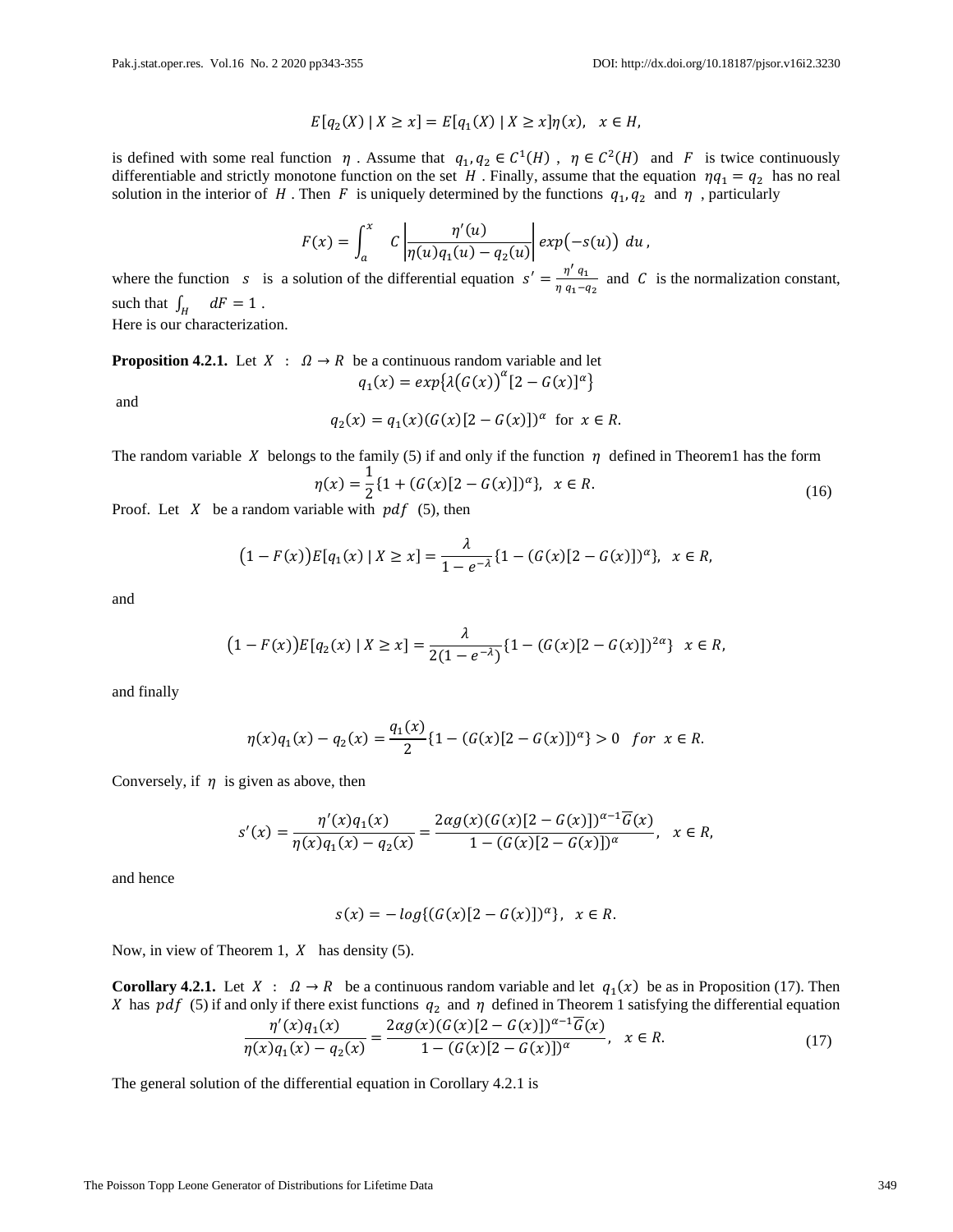$$E[q_2(X) \mid X \geq x] = E[q_1(X) \mid X \geq x]\eta(x), \quad x \in H,$$

is defined with some real function $\eta$ . Assume that $q_1, q_2 \in C^1(H)$ , $\eta \in C^2(H)$ and $F$ is twice continuously differentiable and strictly monotone function on the set $H$ . Finally, assume that the equation $\eta q_1 = q_2$ has no real solution in the interior of $H$ . Then $F$ is uniquely determined by the functions $q_1, q_2$ and $\eta$ , particularly

$$F(x) = \int_a^x C \left| \frac{\eta'(u)}{\eta(u) q_1(u) - q_2(u)} \right| exp\big(-s(u)\big)\, du\,,$$

where the function $s$ is a solution of the differential equation $s' = \frac{\eta' \, q_1}{\eta \, q_1 - q_2}$ and $C$ is the normalization constant, such that $\int_H dF = 1$ .

Here is our characterization.

**Proposition 4.2.1.** Let $X : \Omega \to R$ be a continuous random variable and let

$$q_1(x) = exp\{\lambda \big(G(x)\big)^\alpha [2 - G(x)]^\alpha\}$$

and

$$q_2(x) = q_1(x)(G(x)[2 - G(x)])^\alpha \text{ for } x \in R.$$

The random variable $X$ belongs to the family (5) if and only if the function $\eta$ defined in Theorem1 has the form

$$\eta(x) = \frac{1}{2}\{1 + (G(x)[2 - G(x)])^\alpha\}, \quad x \in R. \tag{16}$$

Proof. Let $X$ be a random variable with $pdf$ (5), then

$$\big(1 - F(x)\big)E[q_1(x) \mid X \geq x] = \frac{\lambda}{1 - e^{-\lambda}}\{1 - (G(x)[2 - G(x)])^\alpha\}, \quad x \in R,$$

and

$$\big(1 - F(x)\big)E[q_2(x) \mid X \geq x] = \frac{\lambda}{2(1 - e^{-\lambda})}\{1 - (G(x)[2 - G(x)])^{2\alpha}\} \quad x \in R,$$

and finally

$$\eta(x)q_1(x) - q_2(x) = \frac{q_1(x)}{2}\{1 - (G(x)[2 - G(x)])^\alpha\} > 0 \quad for \;\; x \in R.$$

Conversely, if $\eta$ is given as above, then

$$s'(x) = \frac{\eta'(x)q_1(x)}{\eta(x)q_1(x) - q_2(x)} = \frac{2\alpha g(x)(G(x)[2 - G(x)])^{\alpha-1}\overline{G}(x)}{1 - (G(x)[2 - G(x)])^\alpha}, \quad x \in R,$$

and hence

$$s(x) = -\,log\{(G(x)[2 - G(x)])^\alpha\}, \quad x \in R.$$

Now, in view of Theorem 1, $X$ has density (5).

**Corollary 4.2.1.** Let $X : \Omega \to R$ be a continuous random variable and let $q_1(x)$ be as in Proposition (17). Then $X$ has $pdf$ (5) if and only if there exist functions $q_2$ and $\eta$ defined in Theorem 1 satisfying the differential equation

$$\frac{\eta'(x)q_1(x)}{\eta(x)q_1(x) - q_2(x)} = \frac{2\alpha g(x)(G(x)[2 - G(x)])^{\alpha-1}\overline{G}(x)}{1 - (G(x)[2 - G(x)])^\alpha}, \quad x \in R. \tag{17}$$

The general solution of the differential equation in Corollary 4.2.1 is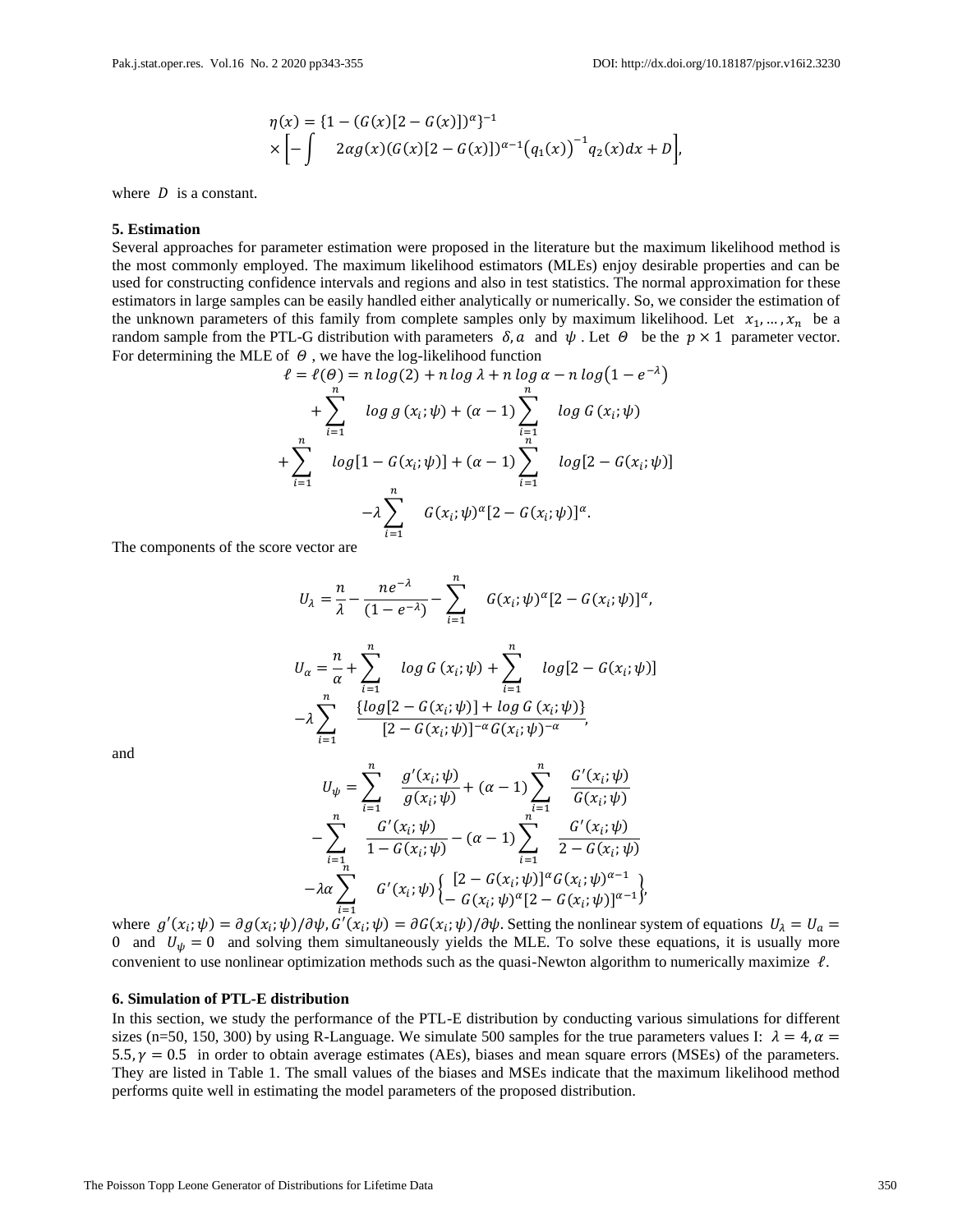$$\eta(x) = \{1 - (G(x)[2 - G(x)])^{\alpha}\}^{-1}$$
$$\times \left[ -\int \quad 2\alpha g(x)(G(x)[2 - G(x)])^{\alpha-1}\left(q_1(x)\right)^{-1} q_2(x) dx + D \right],$$

where $D$ is a constant.

**5. Estimation**

Several approaches for parameter estimation were proposed in the literature but the maximum likelihood method is the most commonly employed. The maximum likelihood estimators (MLEs) enjoy desirable properties and can be used for constructing confidence intervals and regions and also in test statistics. The normal approximation for these estimators in large samples can be easily handled either analytically or numerically. So, we consider the estimation of the unknown parameters of this family from complete samples only by maximum likelihood. Let $x_1, \ldots, x_n$ be a random sample from the PTL-G distribution with parameters $\delta, a$ and $\psi$ . Let $\Theta$ be the $p \times 1$ parameter vector. For determining the MLE of $\Theta$ , we have the log-likelihood function

$$\ell = \ell(\Theta) = n \, log(2) + n \, log \, \lambda + n \, log \, \alpha - n \, log\left(1 - e^{-\lambda}\right)$$
$$+ \sum_{i=1}^{n} \quad log \, g\,(x_i; \psi) + (\alpha - 1) \sum_{i=1}^{n} \quad log \, G\,(x_i; \psi)$$
$$+ \sum_{i=1}^{n} \quad log[1 - G(x_i; \psi)] + (\alpha - 1) \sum_{i=1}^{n} \quad log[2 - G(x_i; \psi)]$$
$$-\lambda \sum_{i=1}^{n} \quad G(x_i; \psi)^{\alpha}[2 - G(x_i; \psi)]^{\alpha}.$$

The components of the score vector are

$$U_{\lambda} = \frac{n}{\lambda} - \frac{n e^{-\lambda}}{(1 - e^{-\lambda})} - \sum_{i=1}^{n} \quad G(x_i; \psi)^{\alpha}[2 - G(x_i; \psi)]^{\alpha},$$

$$U_{\alpha} = \frac{n}{\alpha} + \sum_{i=1}^{n} \quad log \, G\,(x_i; \psi) + \sum_{i=1}^{n} \quad log[2 - G(x_i; \psi)]$$
$$-\lambda \sum_{i=1}^{n} \quad \frac{\{log[2 - G(x_i; \psi)] + log \, G\,(x_i; \psi)\}}{[2 - G(x_i; \psi)]^{-\alpha} G(x_i; \psi)^{-\alpha}},$$

and

$$U_{\psi} = \sum_{i=1}^{n} \quad \frac{g'(x_i; \psi)}{g(x_i; \psi)} + (\alpha - 1) \sum_{i=1}^{n} \quad \frac{G'(x_i; \psi)}{G(x_i; \psi)}$$
$$- \sum_{i=1}^{n} \quad \frac{G'(x_i; \psi)}{1 - G(x_i; \psi)} - (\alpha - 1) \sum_{i=1}^{n} \quad \frac{G'(x_i; \psi)}{2 - G(x_i; \psi)}$$
$$-\lambda\alpha \sum_{i=1}^{n} \quad G'(x_i; \psi) \left\{ \begin{array}{l} [2 - G(x_i; \psi)]^{\alpha} G(x_i; \psi)^{\alpha-1} \\ - \, G(x_i; \psi)^{\alpha}[2 - G(x_i; \psi)]^{\alpha-1} \end{array} \right\},$$

where $g'(x_i; \psi) = \partial g(x_i; \psi)/\partial \psi, G'(x_i; \psi) = \partial G(x_i; \psi)/\partial \psi$. Setting the nonlinear system of equations $U_{\lambda} = U_a = 0$ and $U_{\psi} = 0$ and solving them simultaneously yields the MLE. To solve these equations, it is usually more convenient to use nonlinear optimization methods such as the quasi-Newton algorithm to numerically maximize $\ell$.

**6. Simulation of PTL-E distribution**

In this section, we study the performance of the PTL-E distribution by conducting various simulations for different sizes (n=50, 150, 300) by using R-Language. We simulate 500 samples for the true parameters values I: $\lambda = 4, \alpha = 5.5, \gamma = 0.5$ in order to obtain average estimates (AEs), biases and mean square errors (MSEs) of the parameters. They are listed in Table 1. The small values of the biases and MSEs indicate that the maximum likelihood method performs quite well in estimating the model parameters of the proposed distribution.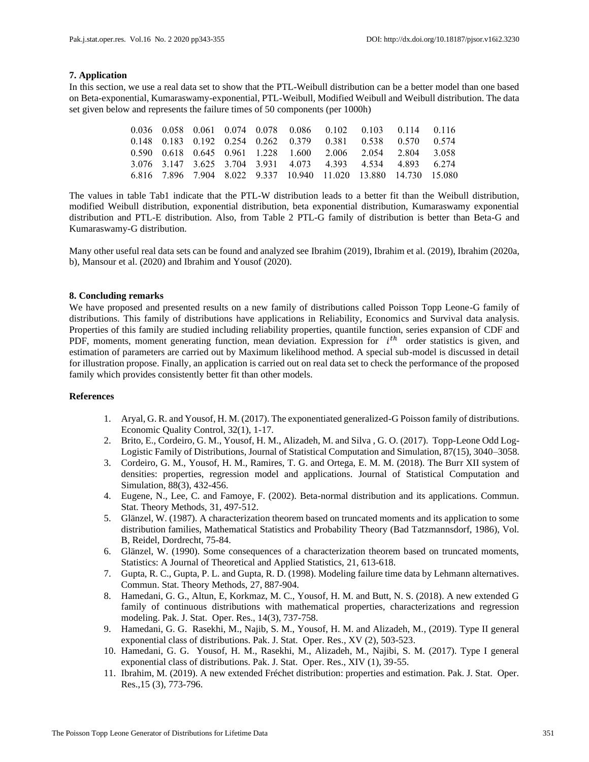## 7. Application

In this section, we use a real data set to show that the PTL-Weibull distribution can be a better model than one based on Beta-exponential, Kumaraswamy-exponential, PTL-Weibull, Modified Weibull and Weibull distribution. The data set given below and represents the failure times of 50 components (per 1000h)

| | | | | | | | | | |
|---|---|---|---|---|---|---|---|---|---|
| 0.036 | 0.058 | 0.061 | 0.074 | 0.078 | 0.086 | 0.102 | 0.103 | 0.114 | 0.116 |
| 0.148 | 0.183 | 0.192 | 0.254 | 0.262 | 0.379 | 0.381 | 0.538 | 0.570 | 0.574 |
| 0.590 | 0.618 | 0.645 | 0.961 | 1.228 | 1.600 | 2.006 | 2.054 | 2.804 | 3.058 |
| 3.076 | 3.147 | 3.625 | 3.704 | 3.931 | 4.073 | 4.393 | 4.534 | 4.893 | 6.274 |
| 6.816 | 7.896 | 7.904 | 8.022 | 9.337 | 10.940 | 11.020 | 13.880 | 14.730 | 15.080 |

The values in table Tab1 indicate that the PTL-W distribution leads to a better fit than the Weibull distribution, modified Weibull distribution, exponential distribution, beta exponential distribution, Kumaraswamy exponential distribution and PTL-E distribution. Also, from Table 2 PTL-G family of distribution is better than Beta-G and Kumaraswamy-G distribution.

Many other useful real data sets can be found and analyzed see Ibrahim (2019), Ibrahim et al. (2019), Ibrahim (2020a, b), Mansour et al. (2020) and Ibrahim and Yousof (2020).

## 8. Concluding remarks

We have proposed and presented results on a new family of distributions called Poisson Topp Leone-G family of distributions. This family of distributions have applications in Reliability, Economics and Survival data analysis. Properties of this family are studied including reliability properties, quantile function, series expansion of CDF and PDF, moments, moment generating function, mean deviation. Expression for $i^{th}$ order statistics is given, and estimation of parameters are carried out by Maximum likelihood method. A special sub-model is discussed in detail for illustration propose. Finally, an application is carried out on real data set to check the performance of the proposed family which provides consistently better fit than other models.

## References

1. Aryal, G. R. and Yousof, H. M. (2017). The exponentiated generalized-G Poisson family of distributions. Economic Quality Control, 32(1), 1-17.
2. Brito, E., Cordeiro, G. M., Yousof, H. M., Alizadeh, M. and Silva , G. O. (2017). Topp-Leone Odd Log-Logistic Family of Distributions, Journal of Statistical Computation and Simulation, 87(15), 3040–3058.
3. Cordeiro, G. M., Yousof, H. M., Ramires, T. G. and Ortega, E. M. M. (2018). The Burr XII system of densities: properties, regression model and applications. Journal of Statistical Computation and Simulation, 88(3), 432-456.
4. Eugene, N., Lee, C. and Famoye, F. (2002). Beta-normal distribution and its applications. Commun. Stat. Theory Methods, 31, 497-512.
5. Glänzel, W. (1987). A characterization theorem based on truncated moments and its application to some distribution families, Mathematical Statistics and Probability Theory (Bad Tatzmannsdorf, 1986), Vol. B, Reidel, Dordrecht, 75-84.
6. Glänzel, W. (1990). Some consequences of a characterization theorem based on truncated moments, Statistics: A Journal of Theoretical and Applied Statistics, 21, 613-618.
7. Gupta, R. C., Gupta, P. L. and Gupta, R. D. (1998). Modeling failure time data by Lehmann alternatives. Commun. Stat. Theory Methods, 27, 887-904.
8. Hamedani, G. G., Altun, E, Korkmaz, M. C., Yousof, H. M. and Butt, N. S. (2018). A new extended G family of continuous distributions with mathematical properties, characterizations and regression modeling. Pak. J. Stat. Oper. Res., 14(3), 737-758.
9. Hamedani, G. G. Rasekhi, M., Najib, S. M., Yousof, H. M. and Alizadeh, M., (2019). Type II general exponential class of distributions. Pak. J. Stat. Oper. Res., XV (2), 503-523.
10. Hamedani, G. G. Yousof, H. M., Rasekhi, M., Alizadeh, M., Najibi, S. M. (2017). Type I general exponential class of distributions. Pak. J. Stat. Oper. Res., XIV (1), 39-55.
11. Ibrahim, M. (2019). A new extended Fréchet distribution: properties and estimation. Pak. J. Stat. Oper. Res.,15 (3), 773-796.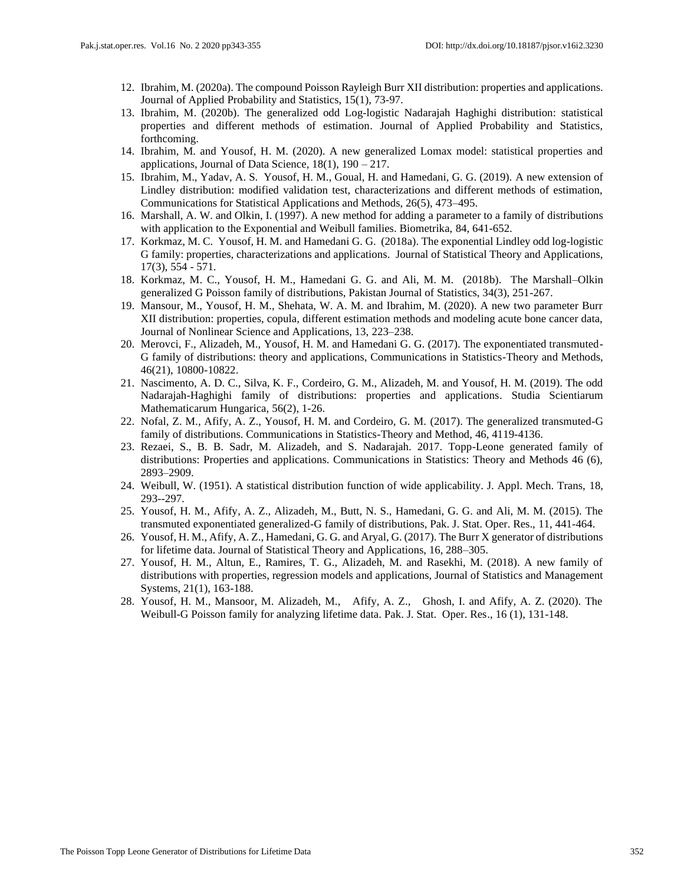12. Ibrahim, M. (2020a). The compound Poisson Rayleigh Burr XII distribution: properties and applications. Journal of Applied Probability and Statistics, 15(1), 73-97.
13. Ibrahim, M. (2020b). The generalized odd Log-logistic Nadarajah Haghighi distribution: statistical properties and different methods of estimation. Journal of Applied Probability and Statistics, forthcoming.
14. Ibrahim, M. and Yousof, H. M. (2020). A new generalized Lomax model: statistical properties and applications, Journal of Data Science, 18(1), 190 – 217.
15. Ibrahim, M., Yadav, A. S. Yousof, H. M., Goual, H. and Hamedani, G. G. (2019). A new extension of Lindley distribution: modified validation test, characterizations and different methods of estimation, Communications for Statistical Applications and Methods, 26(5), 473–495.
16. Marshall, A. W. and Olkin, I. (1997). A new method for adding a parameter to a family of distributions with application to the Exponential and Weibull families. Biometrika, 84, 641-652.
17. Korkmaz, M. C. Yousof, H. M. and Hamedani G. G. (2018a). The exponential Lindley odd log-logistic G family: properties, characterizations and applications. Journal of Statistical Theory and Applications, 17(3), 554 - 571.
18. Korkmaz, M. C., Yousof, H. M., Hamedani G. G. and Ali, M. M. (2018b). The Marshall–Olkin generalized G Poisson family of distributions, Pakistan Journal of Statistics, 34(3), 251-267.
19. Mansour, M., Yousof, H. M., Shehata, W. A. M. and Ibrahim, M. (2020). A new two parameter Burr XII distribution: properties, copula, different estimation methods and modeling acute bone cancer data, Journal of Nonlinear Science and Applications, 13, 223–238.
20. Merovci, F., Alizadeh, M., Yousof, H. M. and Hamedani G. G. (2017). The exponentiated transmuted-G family of distributions: theory and applications, Communications in Statistics-Theory and Methods, 46(21), 10800-10822.
21. Nascimento, A. D. C., Silva, K. F., Cordeiro, G. M., Alizadeh, M. and Yousof, H. M. (2019). The odd Nadarajah-Haghighi family of distributions: properties and applications. Studia Scientiarum Mathematicarum Hungarica, 56(2), 1-26.
22. Nofal, Z. M., Afify, A. Z., Yousof, H. M. and Cordeiro, G. M. (2017). The generalized transmuted-G family of distributions. Communications in Statistics-Theory and Method, 46, 4119-4136.
23. Rezaei, S., B. B. Sadr, M. Alizadeh, and S. Nadarajah. 2017. Topp-Leone generated family of distributions: Properties and applications. Communications in Statistics: Theory and Methods 46 (6), 2893–2909.
24. Weibull, W. (1951). A statistical distribution function of wide applicability. J. Appl. Mech. Trans, 18, 293--297.
25. Yousof, H. M., Afify, A. Z., Alizadeh, M., Butt, N. S., Hamedani, G. G. and Ali, M. M. (2015). The transmuted exponentiated generalized-G family of distributions, Pak. J. Stat. Oper. Res., 11, 441-464.
26. Yousof, H. M., Afify, A. Z., Hamedani, G. G. and Aryal, G. (2017). The Burr X generator of distributions for lifetime data. Journal of Statistical Theory and Applications, 16, 288–305.
27. Yousof, H. M., Altun, E., Ramires, T. G., Alizadeh, M. and Rasekhi, M. (2018). A new family of distributions with properties, regression models and applications, Journal of Statistics and Management Systems, 21(1), 163-188.
28. Yousof, H. M., Mansoor, M. Alizadeh, M., Afify, A. Z., Ghosh, I. and Afify, A. Z. (2020). The Weibull-G Poisson family for analyzing lifetime data. Pak. J. Stat. Oper. Res., 16 (1), 131-148.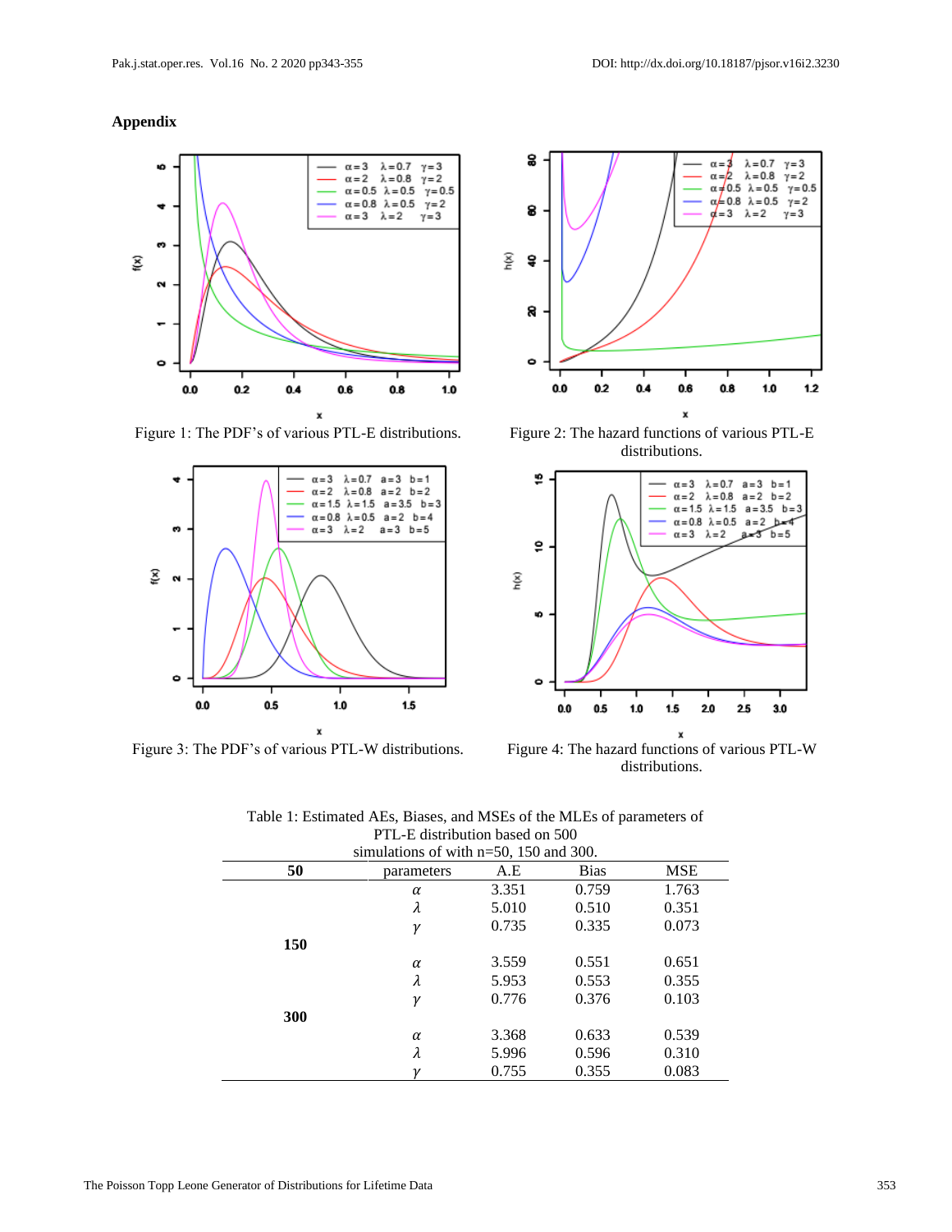## Appendix

Figure 1: The PDF's of various PTL-E distributions.

Figure 2: The hazard functions of various PTL-E distributions.

Figure 3: The PDF's of various PTL-W distributions.

Figure 4: The hazard functions of various PTL-W distributions.

Table 1: Estimated AEs, Biases, and MSEs of the MLEs of parameters of PTL-E distribution based on 500 simulations of with n=50, 150 and 300.

| **50** | parameters | A.E | Bias | MSE |
|---|---|---|---|---|
| | $\alpha$ | 3.351 | 0.759 | 1.763 |
| | $\lambda$ | 5.010 | 0.510 | 0.351 |
| | $\gamma$ | 0.735 | 0.335 | 0.073 |
| **150** | | | | |
| | $\alpha$ | 3.559 | 0.551 | 0.651 |
| | $\lambda$ | 5.953 | 0.553 | 0.355 |
| | $\gamma$ | 0.776 | 0.376 | 0.103 |
| **300** | | | | |
| | $\alpha$ | 3.368 | 0.633 | 0.539 |
| | $\lambda$ | 5.996 | 0.596 | 0.310 |
| | $\gamma$ | 0.755 | 0.355 | 0.083 |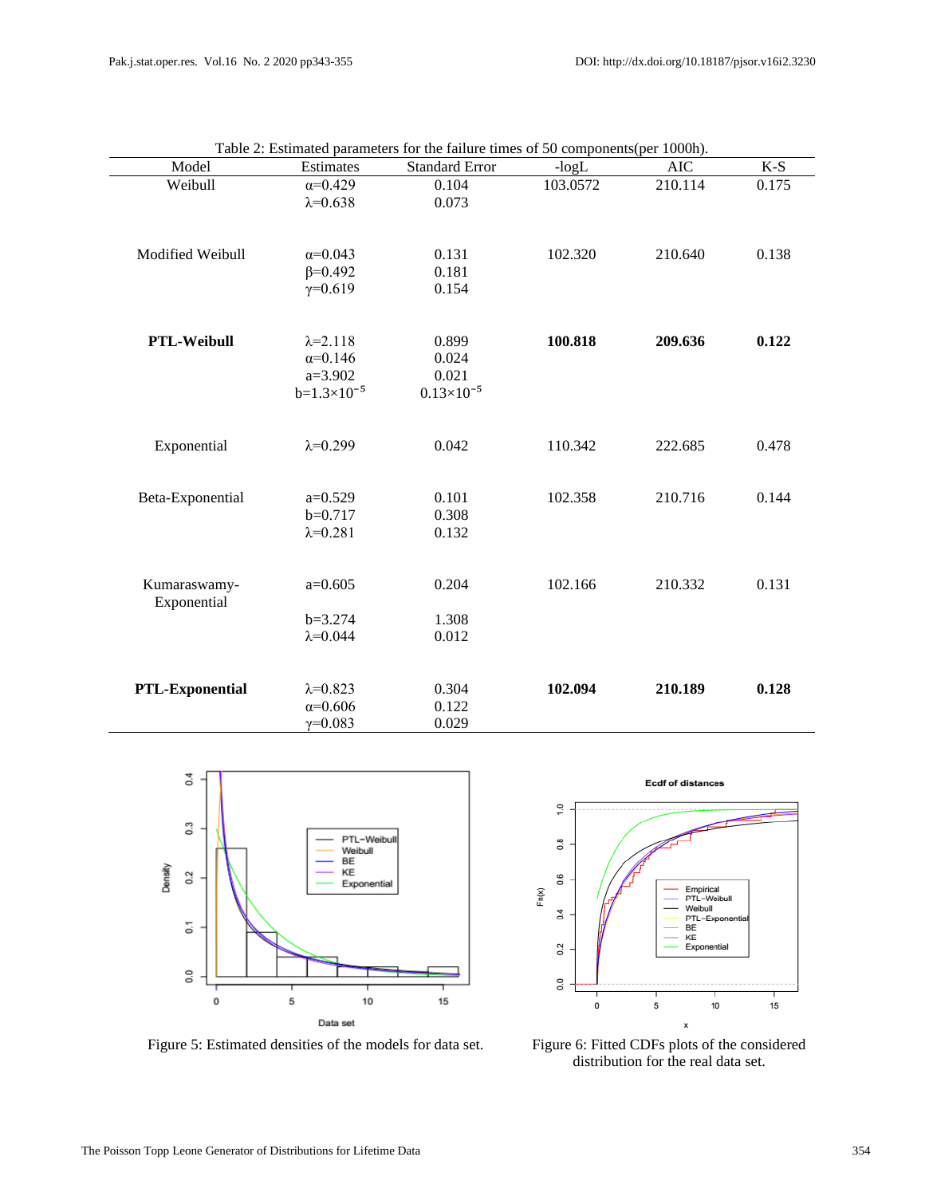Table 2: Estimated parameters for the failure times of 50 components(per 1000h).

| Model | Estimates | Standard Error | -logL | AIC | K-S |
|---|---|---|---|---|---|
| Weibull | $\alpha$=0.429 | 0.104 | 103.0572 | 210.114 | 0.175 |
| | $\lambda$=0.638 | 0.073 | | | |
| Modified Weibull | $\alpha$=0.043 | 0.131 | 102.320 | 210.640 | 0.138 |
| | $\beta$=0.492 | 0.181 | | | |
| | $\gamma$=0.619 | 0.154 | | | |
| **PTL-Weibull** | $\lambda$=2.118 | 0.899 | **100.818** | **209.636** | **0.122** |
| | $\alpha$=0.146 | 0.024 | | | |
| | a=3.902 | 0.021 | | | |
| | b=$1.3\times10^{-5}$ | $0.13\times10^{-5}$ | | | |
| Exponential | $\lambda$=0.299 | 0.042 | 110.342 | 222.685 | 0.478 |
| Beta-Exponential | a=0.529 | 0.101 | 102.358 | 210.716 | 0.144 |
| | b=0.717 | 0.308 | | | |
| | $\lambda$=0.281 | 0.132 | | | |
| Kumaraswamy-Exponential | a=0.605 | 0.204 | 102.166 | 210.332 | 0.131 |
| | b=3.274 | 1.308 | | | |
| | $\lambda$=0.044 | 0.012 | | | |
| **PTL-Exponential** | $\lambda$=0.823 | 0.304 | **102.094** | **210.189** | **0.128** |
| | $\alpha$=0.606 | 0.122 | | | |
| | $\gamma$=0.083 | 0.029 | | | |

Figure 5: Estimated densities of the models for data set.

Figure 6: Fitted CDFs plots of the considered distribution for the real data set.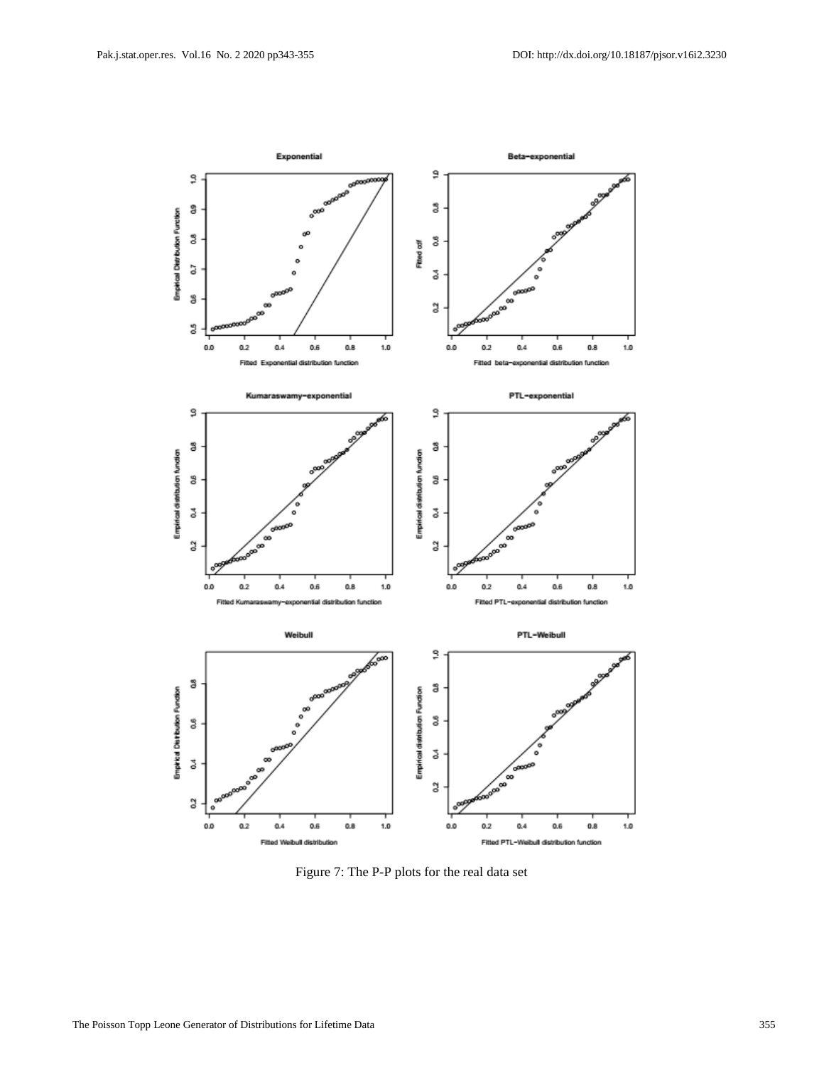Exponential

Empirical Distribution Function

1.0 0.9 0.8 0.7 0.6 0.5

0.0 0.2 0.4 0.6 0.8 1.0

Fitted Exponential distribution function

Beta−exponential

Fitted cdf

1.0 0.8 0.6 0.4 0.2

0.0 0.2 0.4 0.6 0.8 1.0

Fitted beta−exponential distribution function

Kumaraswamy−exponential

Empirical distribution function

1.0 0.8 0.6 0.4 0.2

0.0 0.2 0.4 0.6 0.8 1.0

Fitted Kumaraswamy−exponential distribution function

PTL−exponential

Empirical distribution function

1.0 0.8 0.6 0.4 0.2

0.0 0.2 0.4 0.6 0.8 1.0

Fitted PTL−exponential distribution function

Weibull

Empirical Distribution Function

0.8 0.6 0.4 0.2

0.0 0.2 0.4 0.6 0.8 1.0

Fitted Weibull distribution

PTL−Weibull

Empirical distribution Function

1.0 0.8 0.6 0.4 0.2

0.0 0.2 0.4 0.6 0.8 1.0

Fitted PTL−Weibull distribution function

Figure 7: The P-P plots for the real data set